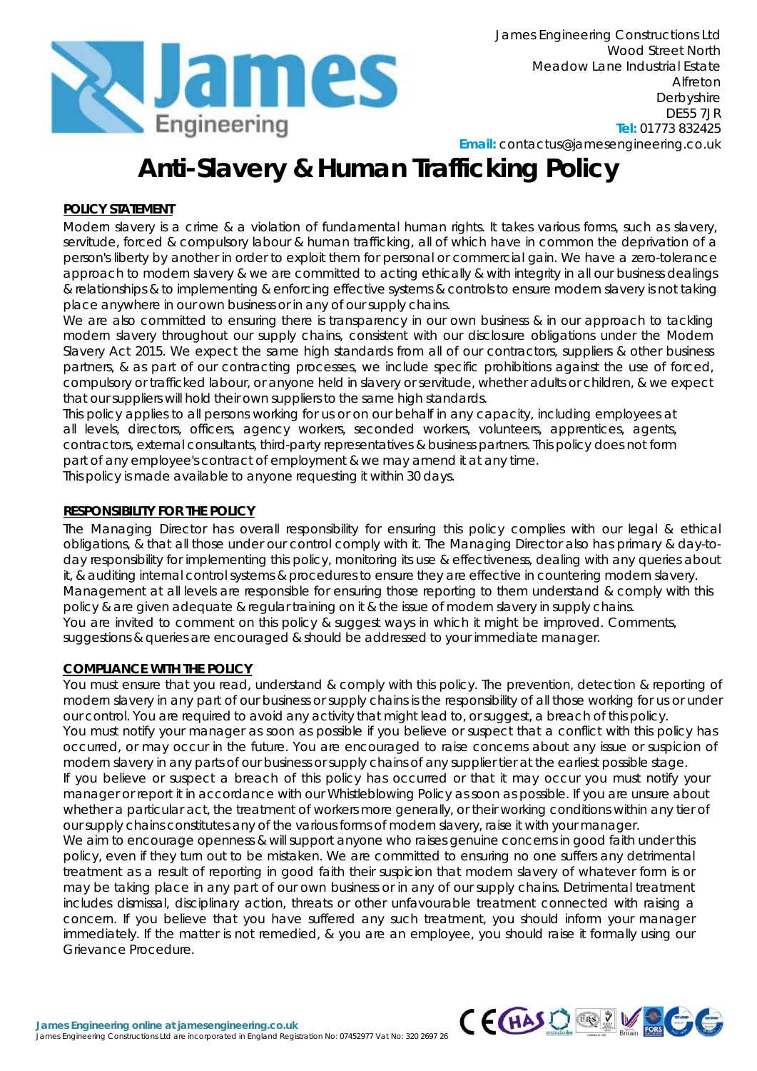James Engineering Constructions Ltd
Wood Street North
Meadow Lane Industrial Estate
Alfreton
Derbyshire
DE55 7JR
**Tel:** 01773 832425
**Email:** contactus@jamesengineering.co.uk

# Anti-Slavery & Human Trafficking Policy

## POLICY STATEMENT

Modern slavery is a crime & a violation of fundamental human rights. It takes various forms, such as slavery, servitude, forced & compulsory labour & human trafficking, all of which have in common the deprivation of a person's liberty by another in order to exploit them for personal or commercial gain. We have a zero-tolerance approach to modern slavery & we are committed to acting ethically & with integrity in all our business dealings & relationships & to implementing & enforcing effective systems & controls to ensure modern slavery is not taking place anywhere in our own business or in any of our supply chains.

We are also committed to ensuring there is transparency in our own business & in our approach to tackling modern slavery throughout our supply chains, consistent with our disclosure obligations under the Modern Slavery Act 2015. We expect the same high standards from all of our contractors, suppliers & other business partners, & as part of our contracting processes, we include specific prohibitions against the use of forced, compulsory or trafficked labour, or anyone held in slavery or servitude, whether adults or children, & we expect that our suppliers will hold their own suppliers to the same high standards.

This policy applies to all persons working for us or on our behalf in any capacity, including employees at all levels, directors, officers, agency workers, seconded workers, volunteers, apprentices, agents, contractors, external consultants, third-party representatives & business partners. This policy does not form part of any employee's contract of employment & we may amend it at any time.

This policy is made available to anyone requesting it within 30 days.

## RESPONSIBILITY FOR THE POLICY

The Managing Director has overall responsibility for ensuring this policy complies with our legal & ethical obligations, & that all those under our control comply with it. The Managing Director also has primary & day-to-day responsibility for implementing this policy, monitoring its use & effectiveness, dealing with any queries about it, & auditing internal control systems & procedures to ensure they are effective in countering modern slavery.

Management at all levels are responsible for ensuring those reporting to them understand & comply with this policy & are given adequate & regular training on it & the issue of modern slavery in supply chains.

You are invited to comment on this policy & suggest ways in which it might be improved. Comments, suggestions & queries are encouraged & should be addressed to your immediate manager.

## COMPLIANCE WITH THE POLICY

You must ensure that you read, understand & comply with this policy. The prevention, detection & reporting of modern slavery in any part of our business or supply chains is the responsibility of all those working for us or under our control. You are required to avoid any activity that might lead to, or suggest, a breach of this policy.

You must notify your manager as soon as possible if you believe or suspect that a conflict with this policy has occurred, or may occur in the future. You are encouraged to raise concerns about any issue or suspicion of modern slavery in any parts of our business or supply chains of any supplier tier at the earliest possible stage.

If you believe or suspect a breach of this policy has occurred or that it may occur you must notify your manager or report it in accordance with our Whistleblowing Policy as soon as possible. If you are unsure about whether a particular act, the treatment of workers more generally, or their working conditions within any tier of our supply chains constitutes any of the various forms of modern slavery, raise it with your manager.

We aim to encourage openness & will support anyone who raises genuine concerns in good faith under this policy, even if they turn out to be mistaken. We are committed to ensuring no one suffers any detrimental treatment as a result of reporting in good faith their suspicion that modern slavery of whatever form is or may be taking place in any part of our own business or in any of our supply chains. Detrimental treatment includes dismissal, disciplinary action, threats or other unfavourable treatment connected with raising a concern. If you believe that you have suffered any such treatment, you should inform your manager immediately. If the matter is not remedied, & you are an employee, you should raise it formally using our Grievance Procedure.

**James Engineering online at jamesengineering.co.uk**
James Engineering Constructions Ltd are incorporated in England Registration No: 07452977 Vat No: 320 2697 26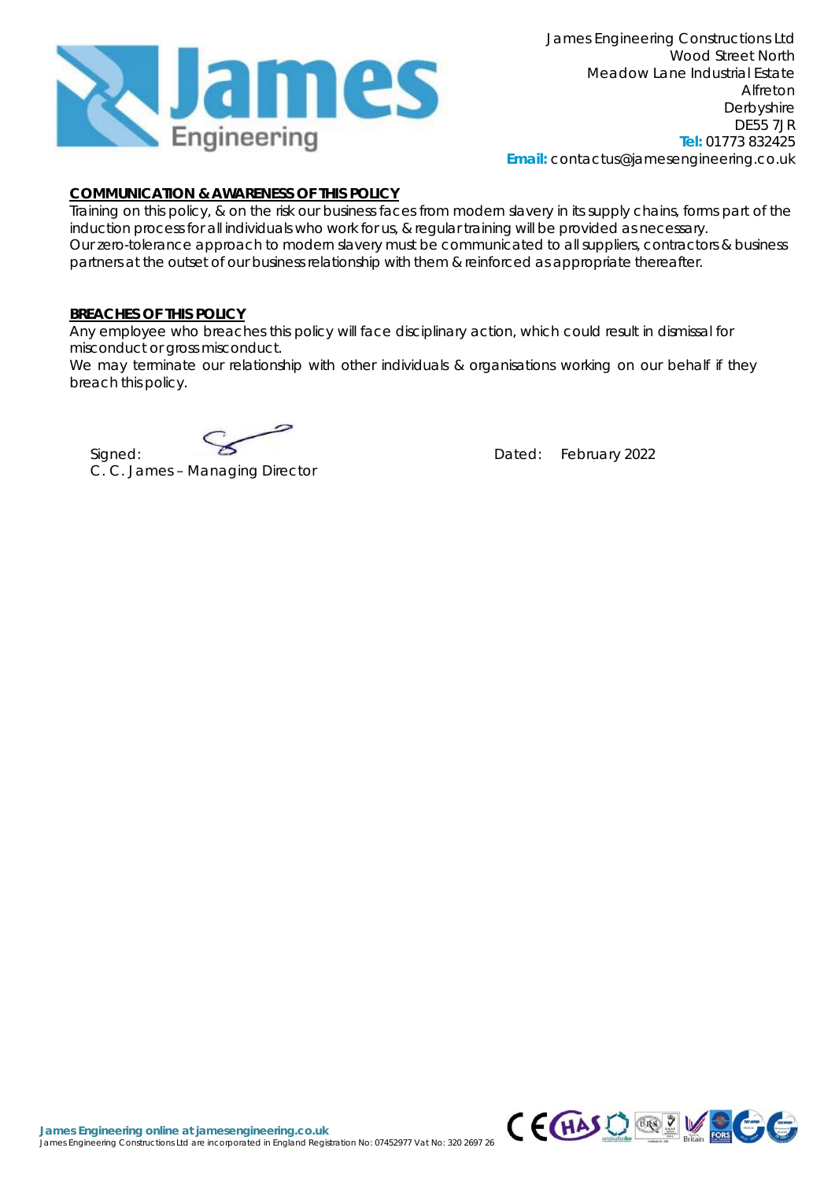James Engineering Constructions Ltd
Wood Street North
Meadow Lane Industrial Estate
Alfreton
Derbyshire
DE55 7JR
**Tel:** 01773 832425
**Email:** contactus@jamesengineering.co.uk

**COMMUNICATION & AWARENESS OF THIS POLICY**

Training on this policy, & on the risk our business faces from modern slavery in its supply chains, forms part of the induction process for all individuals who work for us, & regular training will be provided as necessary.
Our zero-tolerance approach to modern slavery must be communicated to all suppliers, contractors & business partners at the outset of our business relationship with them & reinforced as appropriate thereafter.

**BREACHES OF THIS POLICY**

Any employee who breaches this policy will face disciplinary action, which could result in dismissal for misconduct or gross misconduct.
We may terminate our relationship with other individuals & organisations working on our behalf if they breach this policy.

Signed:
C. C. James – Managing Director

Dated: February 2022

**James Engineering online at jamesengineering.co.uk**
James Engineering Constructions Ltd are incorporated in England Registration No: 07452977 Vat No: 320 2697 26